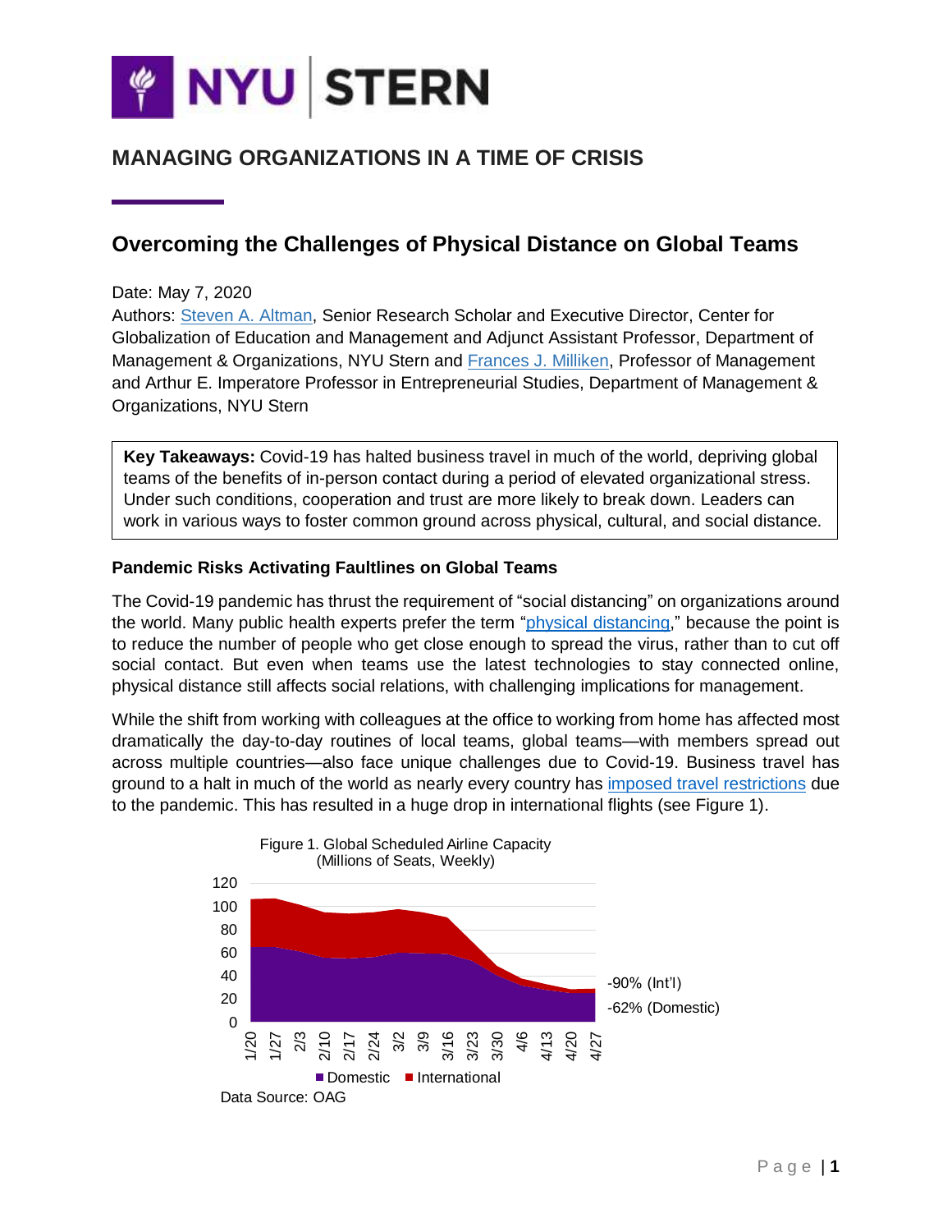NYU STERN

# MANAGING ORGANIZATIONS IN A TIME OF CRISIS

## Overcoming the Challenges of Physical Distance on Global Teams

Date: May 7, 2020
Authors: Steven A. Altman, Senior Research Scholar and Executive Director, Center for Globalization of Education and Management and Adjunct Assistant Professor, Department of Management & Organizations, NYU Stern and Frances J. Milliken, Professor of Management and Arthur E. Imperatore Professor in Entrepreneurial Studies, Department of Management & Organizations, NYU Stern

**Key Takeaways:** Covid-19 has halted business travel in much of the world, depriving global teams of the benefits of in-person contact during a period of elevated organizational stress. Under such conditions, cooperation and trust are more likely to break down. Leaders can work in various ways to foster common ground across physical, cultural, and social distance.

### Pandemic Risks Activating Faultlines on Global Teams

The Covid-19 pandemic has thrust the requirement of "social distancing" on organizations around the world. Many public health experts prefer the term "physical distancing," because the point is to reduce the number of people who get close enough to spread the virus, rather than to cut off social contact. But even when teams use the latest technologies to stay connected online, physical distance still affects social relations, with challenging implications for management.

While the shift from working with colleagues at the office to working from home has affected most dramatically the day-to-day routines of local teams, global teams—with members spread out across multiple countries—also face unique challenges due to Covid-19. Business travel has ground to a halt in much of the world as nearly every country has imposed travel restrictions due to the pandemic. This has resulted in a huge drop in international flights (see Figure 1).

Figure 1. Global Scheduled Airline Capacity
(Millions of Seats, Weekly)

120
100
80
60
40
20
0

1/20 1/27 2/3 2/10 2/17 2/24 3/2 3/9 3/16 3/23 3/30 4/6 4/13 4/20 4/27

-90% (Int'l)
-62% (Domestic)

Domestic International

Data Source: OAG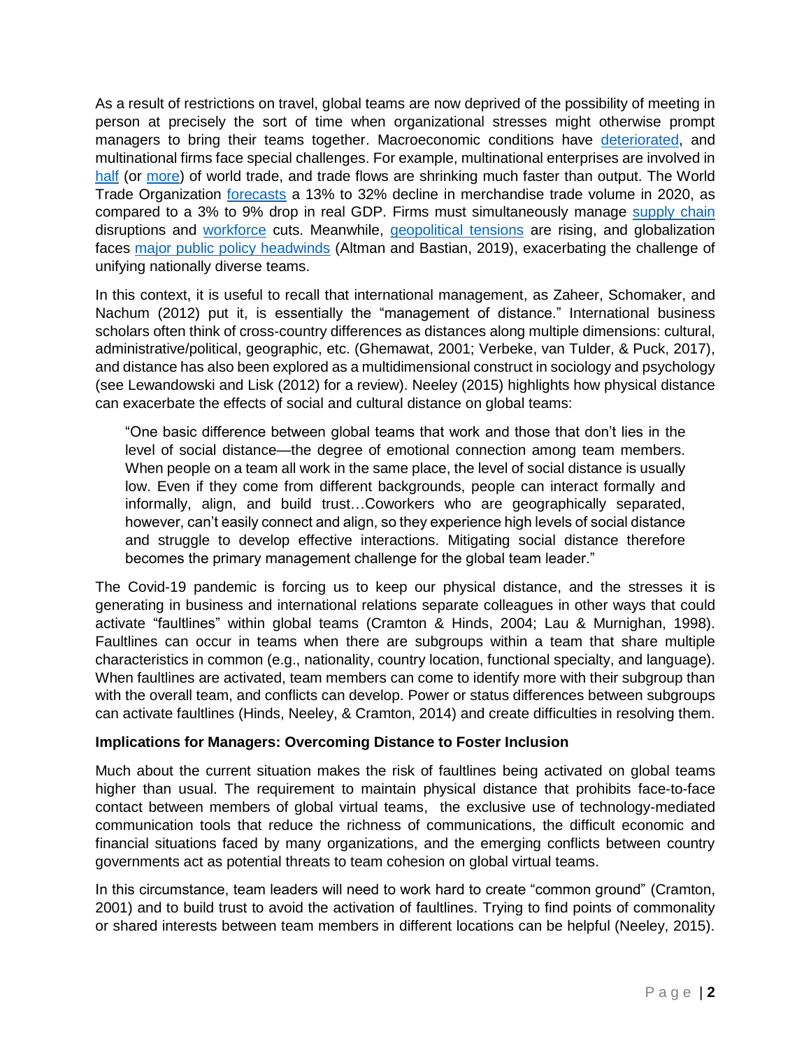As a result of restrictions on travel, global teams are now deprived of the possibility of meeting in person at precisely the sort of time when organizational stresses might otherwise prompt managers to bring their teams together. Macroeconomic conditions have deteriorated, and multinational firms face special challenges. For example, multinational enterprises are involved in half (or more) of world trade, and trade flows are shrinking much faster than output. The World Trade Organization forecasts a 13% to 32% decline in merchandise trade volume in 2020, as compared to a 3% to 9% drop in real GDP. Firms must simultaneously manage supply chain disruptions and workforce cuts. Meanwhile, geopolitical tensions are rising, and globalization faces major public policy headwinds (Altman and Bastian, 2019), exacerbating the challenge of unifying nationally diverse teams.

In this context, it is useful to recall that international management, as Zaheer, Schomaker, and Nachum (2012) put it, is essentially the "management of distance." International business scholars often think of cross-country differences as distances along multiple dimensions: cultural, administrative/political, geographic, etc. (Ghemawat, 2001; Verbeke, van Tulder, & Puck, 2017), and distance has also been explored as a multidimensional construct in sociology and psychology (see Lewandowski and Lisk (2012) for a review). Neeley (2015) highlights how physical distance can exacerbate the effects of social and cultural distance on global teams:

> "One basic difference between global teams that work and those that don't lies in the level of social distance—the degree of emotional connection among team members. When people on a team all work in the same place, the level of social distance is usually low. Even if they come from different backgrounds, people can interact formally and informally, align, and build trust…Coworkers who are geographically separated, however, can't easily connect and align, so they experience high levels of social distance and struggle to develop effective interactions. Mitigating social distance therefore becomes the primary management challenge for the global team leader."

The Covid-19 pandemic is forcing us to keep our physical distance, and the stresses it is generating in business and international relations separate colleagues in other ways that could activate "faultlines" within global teams (Cramton & Hinds, 2004; Lau & Murnighan, 1998). Faultlines can occur in teams when there are subgroups within a team that share multiple characteristics in common (e.g., nationality, country location, functional specialty, and language). When faultlines are activated, team members can come to identify more with their subgroup than with the overall team, and conflicts can develop. Power or status differences between subgroups can activate faultlines (Hinds, Neeley, & Cramton, 2014) and create difficulties in resolving them.

**Implications for Managers: Overcoming Distance to Foster Inclusion**

Much about the current situation makes the risk of faultlines being activated on global teams higher than usual. The requirement to maintain physical distance that prohibits face-to-face contact between members of global virtual teams, the exclusive use of technology-mediated communication tools that reduce the richness of communications, the difficult economic and financial situations faced by many organizations, and the emerging conflicts between country governments act as potential threats to team cohesion on global virtual teams.

In this circumstance, team leaders will need to work hard to create "common ground" (Cramton, 2001) and to build trust to avoid the activation of faultlines. Trying to find points of commonality or shared interests between team members in different locations can be helpful (Neeley, 2015).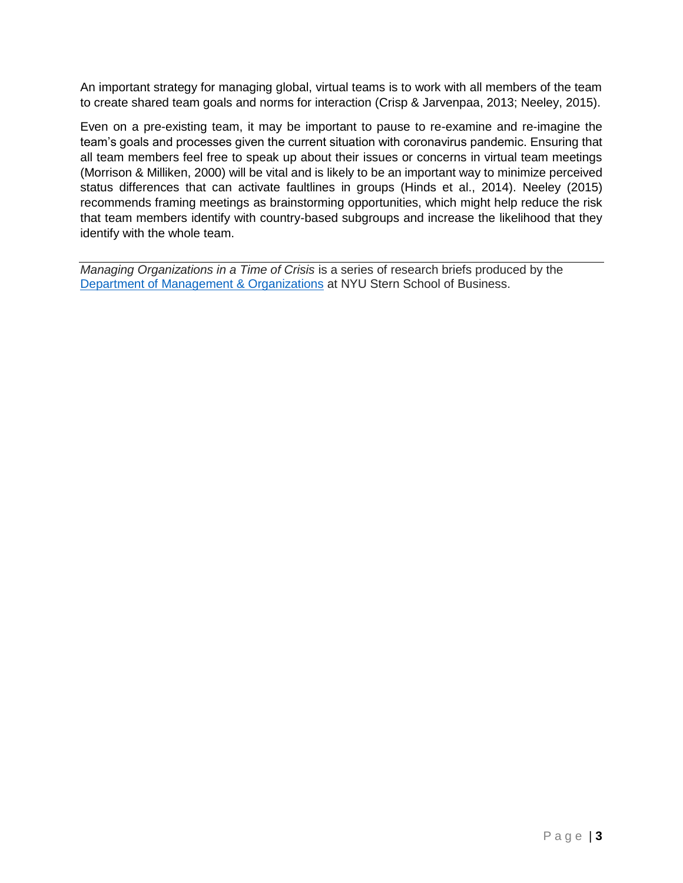An important strategy for managing global, virtual teams is to work with all members of the team to create shared team goals and norms for interaction (Crisp & Jarvenpaa, 2013; Neeley, 2015).

Even on a pre-existing team, it may be important to pause to re-examine and re-imagine the team's goals and processes given the current situation with coronavirus pandemic. Ensuring that all team members feel free to speak up about their issues or concerns in virtual team meetings (Morrison & Milliken, 2000) will be vital and is likely to be an important way to minimize perceived status differences that can activate faultlines in groups (Hinds et al., 2014). Neeley (2015) recommends framing meetings as brainstorming opportunities, which might help reduce the risk that team members identify with country-based subgroups and increase the likelihood that they identify with the whole team.

---

*Managing Organizations in a Time of Crisis* is a series of research briefs produced by the [Department of Management & Organizations]() at NYU Stern School of Business.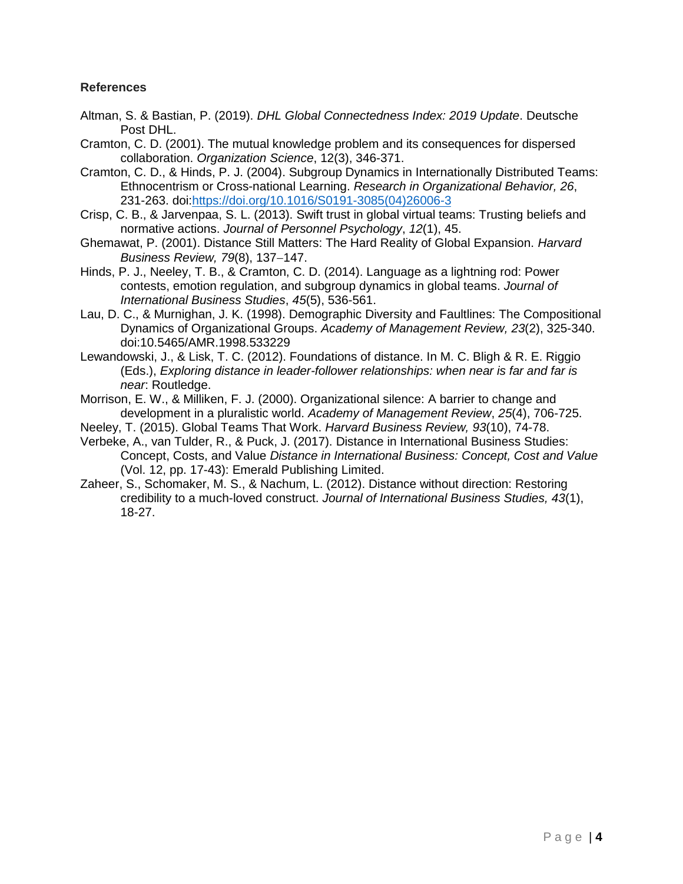**References**

Altman, S. & Bastian, P. (2019). *DHL Global Connectedness Index: 2019 Update*. Deutsche Post DHL.

Cramton, C. D. (2001). The mutual knowledge problem and its consequences for dispersed collaboration. *Organization Science*, 12(3), 346-371.

Cramton, C. D., & Hinds, P. J. (2004). Subgroup Dynamics in Internationally Distributed Teams: Ethnocentrism or Cross-national Learning. *Research in Organizational Behavior, 26*, 231-263. doi:[https://doi.org/10.1016/S0191-3085(04)26006-3](https://doi.org/10.1016/S0191-3085(04)26006-3)

Crisp, C. B., & Jarvenpaa, S. L. (2013). Swift trust in global virtual teams: Trusting beliefs and normative actions. *Journal of Personnel Psychology*, *12*(1), 45.

Ghemawat, P. (2001). Distance Still Matters: The Hard Reality of Global Expansion. *Harvard Business Review, 79*(8), 137–147.

Hinds, P. J., Neeley, T. B., & Cramton, C. D. (2014). Language as a lightning rod: Power contests, emotion regulation, and subgroup dynamics in global teams. *Journal of International Business Studies*, *45*(5), 536-561.

Lau, D. C., & Murnighan, J. K. (1998). Demographic Diversity and Faultlines: The Compositional Dynamics of Organizational Groups. *Academy of Management Review, 23*(2), 325-340. doi:10.5465/AMR.1998.533229

Lewandowski, J., & Lisk, T. C. (2012). Foundations of distance. In M. C. Bligh & R. E. Riggio (Eds.), *Exploring distance in leader-follower relationships: when near is far and far is near*: Routledge.

Morrison, E. W., & Milliken, F. J. (2000). Organizational silence: A barrier to change and development in a pluralistic world. *Academy of Management Review*, *25*(4), 706-725.

Neeley, T. (2015). Global Teams That Work. *Harvard Business Review, 93*(10), 74-78.

Verbeke, A., van Tulder, R., & Puck, J. (2017). Distance in International Business Studies: Concept, Costs, and Value *Distance in International Business: Concept, Cost and Value* (Vol. 12, pp. 17-43): Emerald Publishing Limited.

Zaheer, S., Schomaker, M. S., & Nachum, L. (2012). Distance without direction: Restoring credibility to a much-loved construct. *Journal of International Business Studies, 43*(1), 18-27.